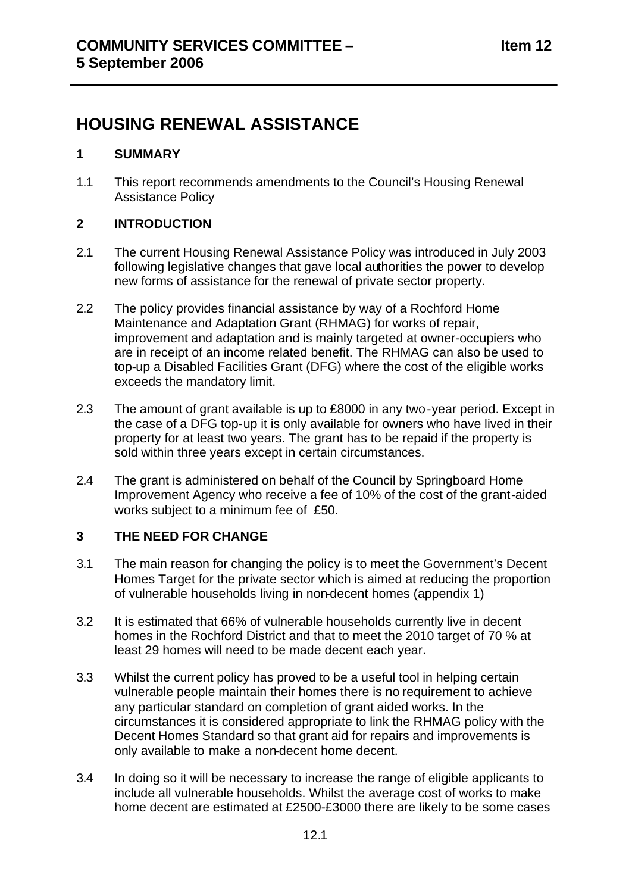# HOUSING RENEWAL ASSISTANCE

## 1 SUMMARY

1.1 This report recommends amendments to the Council's Housing Renewal Assistance Policy

## 2 INTRODUCTION

2.1 The current Housing Renewal Assistance Policy was introduced in July 2003 following legislative changes that gave local authorities the power to develop new forms of assistance for the renewal of private sector property.

2.2 The policy provides financial assistance by way of a Rochford Home Maintenance and Adaptation Grant (RHMAG) for works of repair, improvement and adaptation and is mainly targeted at owner-occupiers who are in receipt of an income related benefit. The RHMAG can also be used to top-up a Disabled Facilities Grant (DFG) where the cost of the eligible works exceeds the mandatory limit.

2.3 The amount of grant available is up to £8000 in any two-year period. Except in the case of a DFG top-up it is only available for owners who have lived in their property for at least two years. The grant has to be repaid if the property is sold within three years except in certain circumstances.

2.4 The grant is administered on behalf of the Council by Springboard Home Improvement Agency who receive a fee of 10% of the cost of the grant-aided works subject to a minimum fee of £50.

## 3 THE NEED FOR CHANGE

3.1 The main reason for changing the policy is to meet the Government's Decent Homes Target for the private sector which is aimed at reducing the proportion of vulnerable households living in non-decent homes (appendix 1)

3.2 It is estimated that 66% of vulnerable households currently live in decent homes in the Rochford District and that to meet the 2010 target of 70 % at least 29 homes will need to be made decent each year.

3.3 Whilst the current policy has proved to be a useful tool in helping certain vulnerable people maintain their homes there is no requirement to achieve any particular standard on completion of grant aided works. In the circumstances it is considered appropriate to link the RHMAG policy with the Decent Homes Standard so that grant aid for repairs and improvements is only available to make a non-decent home decent.

3.4 In doing so it will be necessary to increase the range of eligible applicants to include all vulnerable households. Whilst the average cost of works to make home decent are estimated at £2500-£3000 there are likely to be some cases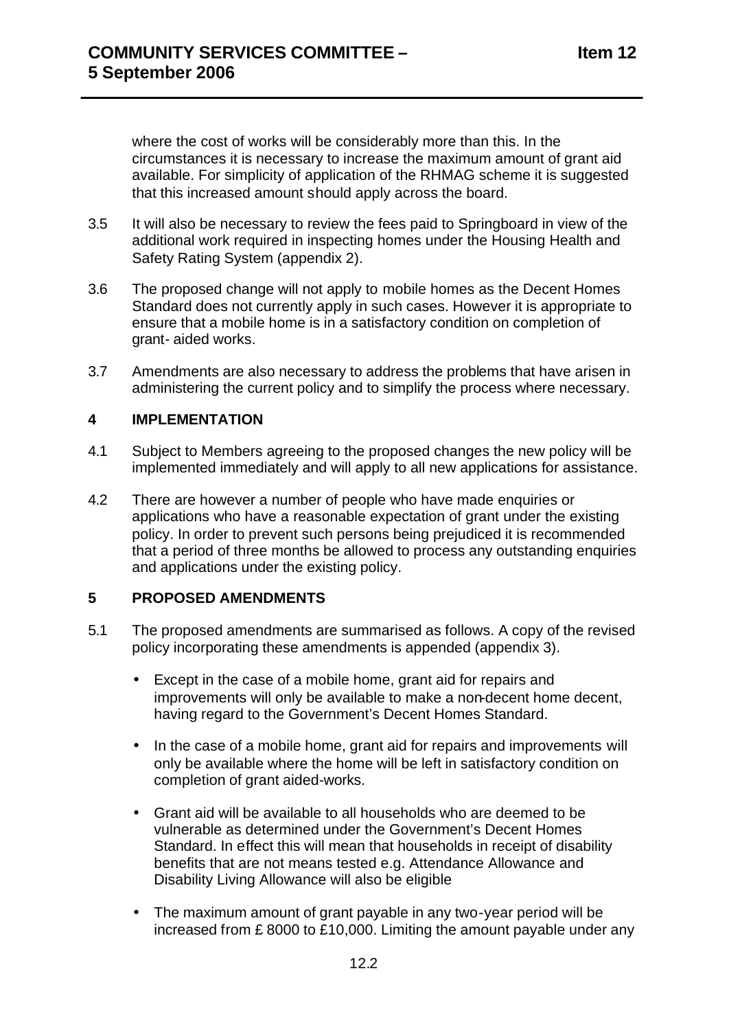where the cost of works will be considerably more than this. In the circumstances it is necessary to increase the maximum amount of grant aid available. For simplicity of application of the RHMAG scheme it is suggested that this increased amount should apply across the board.

3.5 It will also be necessary to review the fees paid to Springboard in view of the additional work required in inspecting homes under the Housing Health and Safety Rating System (appendix 2).

3.6 The proposed change will not apply to mobile homes as the Decent Homes Standard does not currently apply in such cases. However it is appropriate to ensure that a mobile home is in a satisfactory condition on completion of grant- aided works.

3.7 Amendments are also necessary to address the problems that have arisen in administering the current policy and to simplify the process where necessary.

## 4 IMPLEMENTATION

4.1 Subject to Members agreeing to the proposed changes the new policy will be implemented immediately and will apply to all new applications for assistance.

4.2 There are however a number of people who have made enquiries or applications who have a reasonable expectation of grant under the existing policy. In order to prevent such persons being prejudiced it is recommended that a period of three months be allowed to process any outstanding enquiries and applications under the existing policy.

## 5 PROPOSED AMENDMENTS

5.1 The proposed amendments are summarised as follows. A copy of the revised policy incorporating these amendments is appended (appendix 3).

- Except in the case of a mobile home, grant aid for repairs and improvements will only be available to make a non-decent home decent, having regard to the Government's Decent Homes Standard.
- In the case of a mobile home, grant aid for repairs and improvements will only be available where the home will be left in satisfactory condition on completion of grant aided-works.
- Grant aid will be available to all households who are deemed to be vulnerable as determined under the Government's Decent Homes Standard. In effect this will mean that households in receipt of disability benefits that are not means tested e.g. Attendance Allowance and Disability Living Allowance will also be eligible
- The maximum amount of grant payable in any two-year period will be increased from £ 8000 to £10,000. Limiting the amount payable under any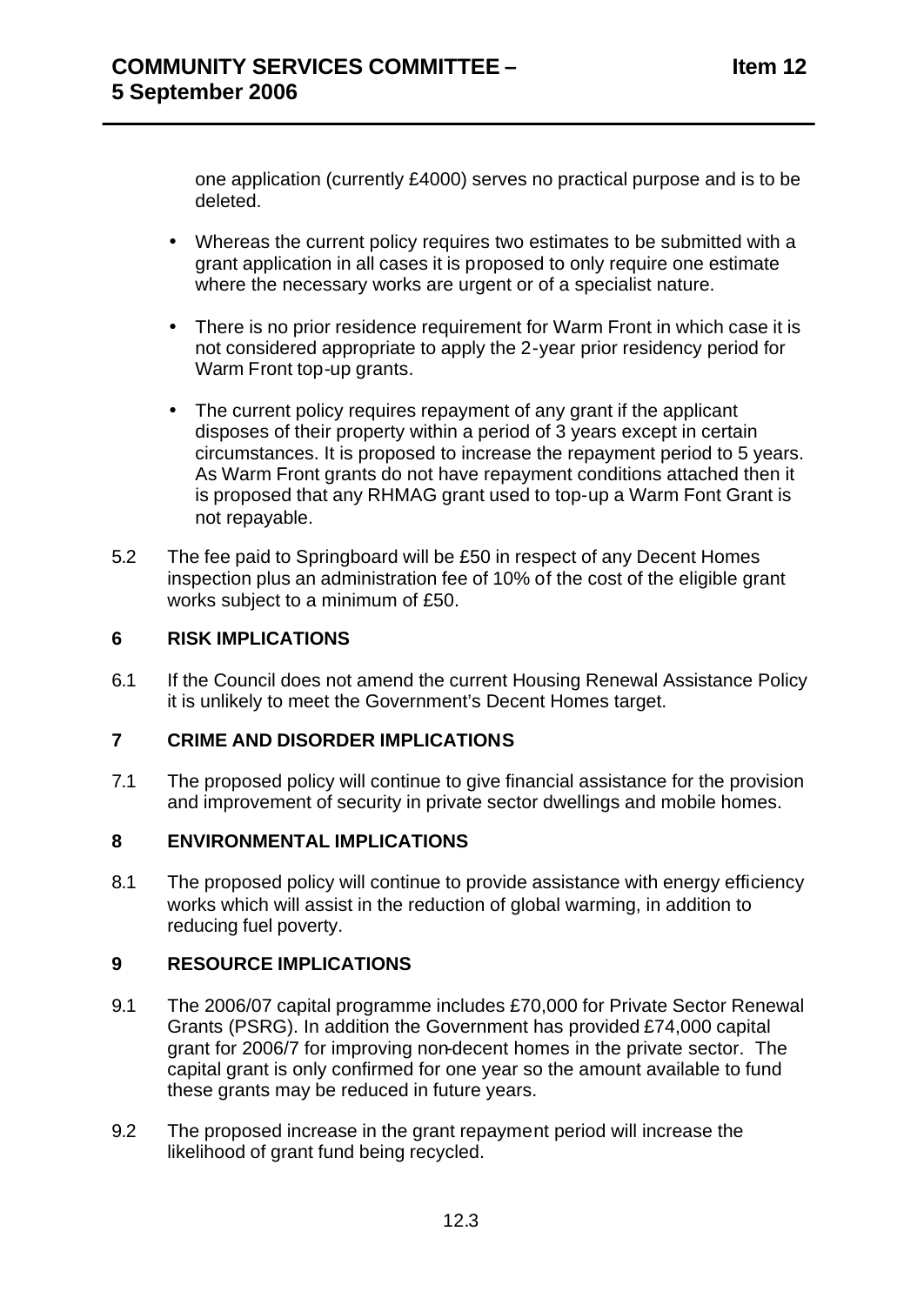one application (currently £4000) serves no practical purpose and is to be deleted.

- Whereas the current policy requires two estimates to be submitted with a grant application in all cases it is proposed to only require one estimate where the necessary works are urgent or of a specialist nature.

- There is no prior residence requirement for Warm Front in which case it is not considered appropriate to apply the 2-year prior residency period for Warm Front top-up grants.

- The current policy requires repayment of any grant if the applicant disposes of their property within a period of 3 years except in certain circumstances. It is proposed to increase the repayment period to 5 years. As Warm Front grants do not have repayment conditions attached then it is proposed that any RHMAG grant used to top-up a Warm Font Grant is not repayable.

5.2 The fee paid to Springboard will be £50 in respect of any Decent Homes inspection plus an administration fee of 10% of the cost of the eligible grant works subject to a minimum of £50.

## 6 RISK IMPLICATIONS

6.1 If the Council does not amend the current Housing Renewal Assistance Policy it is unlikely to meet the Government's Decent Homes target.

## 7 CRIME AND DISORDER IMPLICATIONS

7.1 The proposed policy will continue to give financial assistance for the provision and improvement of security in private sector dwellings and mobile homes.

## 8 ENVIRONMENTAL IMPLICATIONS

8.1 The proposed policy will continue to provide assistance with energy efficiency works which will assist in the reduction of global warming, in addition to reducing fuel poverty.

## 9 RESOURCE IMPLICATIONS

9.1 The 2006/07 capital programme includes £70,000 for Private Sector Renewal Grants (PSRG). In addition the Government has provided £74,000 capital grant for 2006/7 for improving non-decent homes in the private sector. The capital grant is only confirmed for one year so the amount available to fund these grants may be reduced in future years.

9.2 The proposed increase in the grant repayment period will increase the likelihood of grant fund being recycled.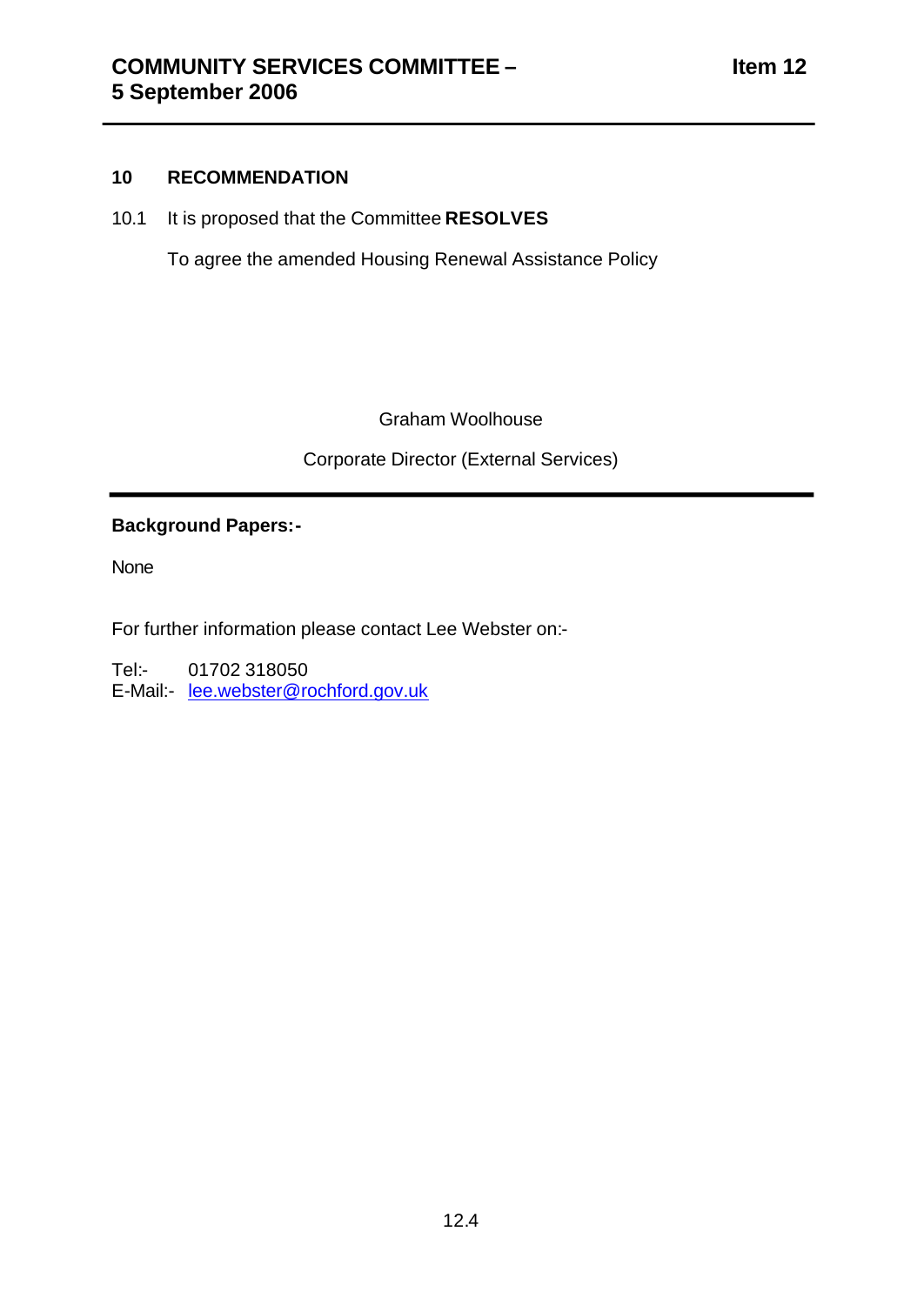## 10 RECOMMENDATION

10.1 It is proposed that the Committee **RESOLVES**

To agree the amended Housing Renewal Assistance Policy

Graham Woolhouse

Corporate Director (External Services)

---

**Background Papers:-**

None

For further information please contact Lee Webster on:-

Tel:- 01702 318050
E-Mail:- lee.webster@rochford.gov.uk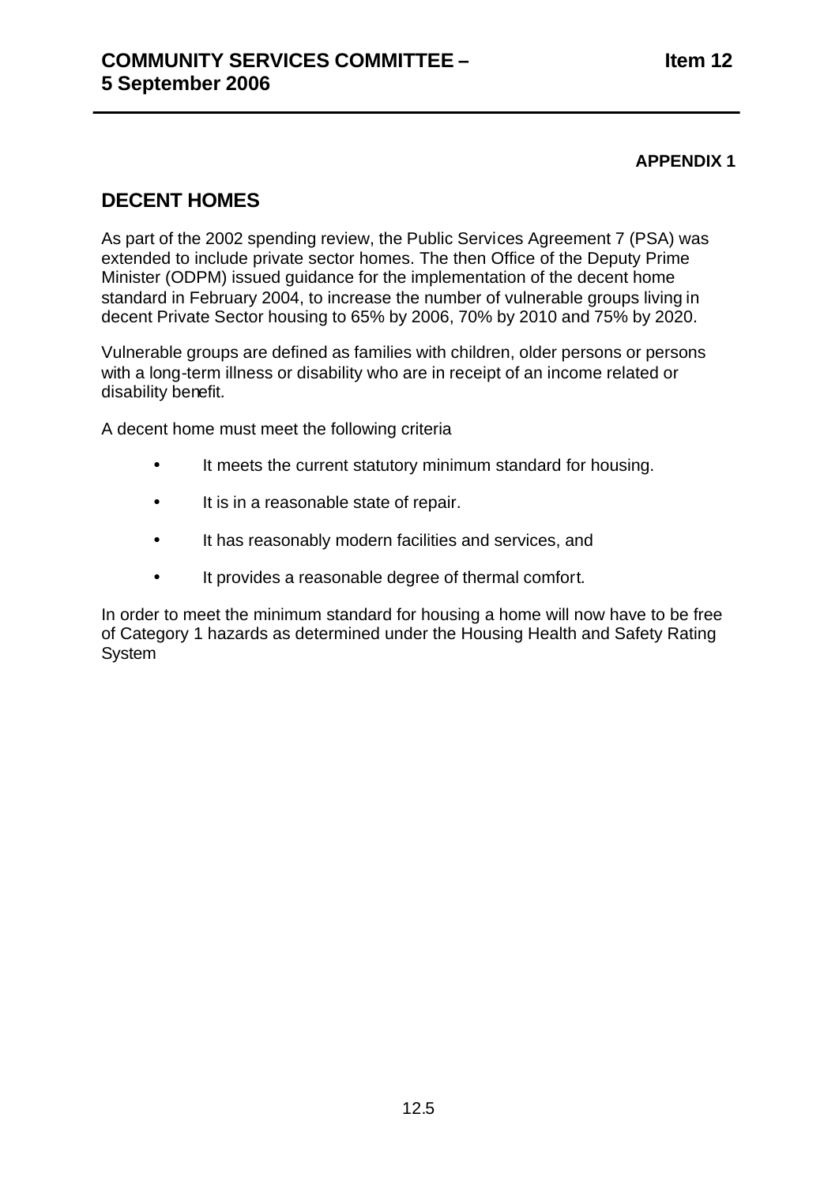**APPENDIX 1**

## DECENT HOMES

As part of the 2002 spending review, the Public Services Agreement 7 (PSA) was extended to include private sector homes. The then Office of the Deputy Prime Minister (ODPM) issued guidance for the implementation of the decent home standard in February 2004, to increase the number of vulnerable groups living in decent Private Sector housing to 65% by 2006, 70% by 2010 and 75% by 2020.

Vulnerable groups are defined as families with children, older persons or persons with a long-term illness or disability who are in receipt of an income related or disability benefit.

A decent home must meet the following criteria

- It meets the current statutory minimum standard for housing.
- It is in a reasonable state of repair.
- It has reasonably modern facilities and services, and
- It provides a reasonable degree of thermal comfort.

In order to meet the minimum standard for housing a home will now have to be free of Category 1 hazards as determined under the Housing Health and Safety Rating System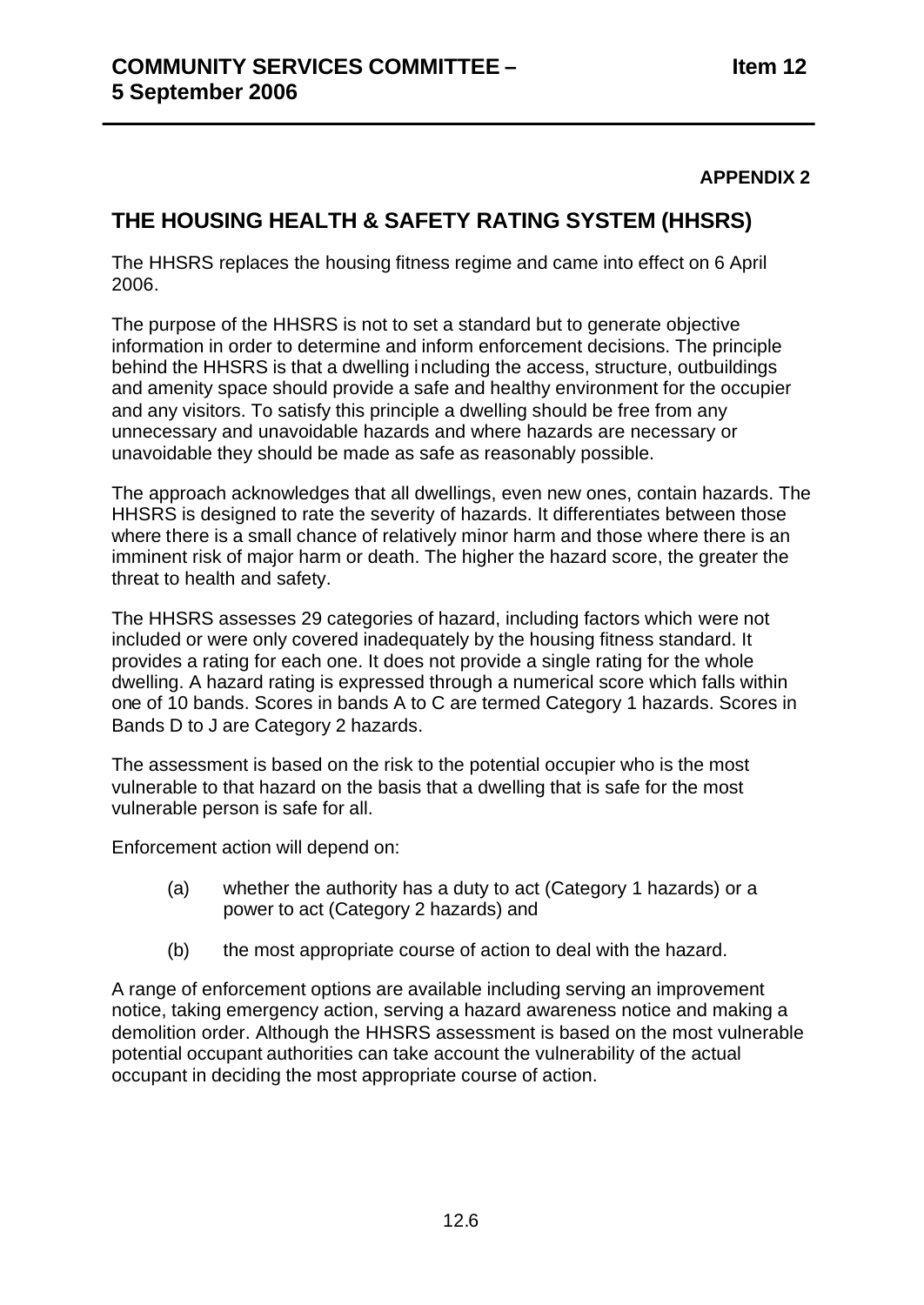**APPENDIX 2**

## THE HOUSING HEALTH & SAFETY RATING SYSTEM (HHSRS)

The HHSRS replaces the housing fitness regime and came into effect on 6 April 2006.

The purpose of the HHSRS is not to set a standard but to generate objective information in order to determine and inform enforcement decisions. The principle behind the HHSRS is that a dwelling including the access, structure, outbuildings and amenity space should provide a safe and healthy environment for the occupier and any visitors. To satisfy this principle a dwelling should be free from any unnecessary and unavoidable hazards and where hazards are necessary or unavoidable they should be made as safe as reasonably possible.

The approach acknowledges that all dwellings, even new ones, contain hazards. The HHSRS is designed to rate the severity of hazards. It differentiates between those where there is a small chance of relatively minor harm and those where there is an imminent risk of major harm or death. The higher the hazard score, the greater the threat to health and safety.

The HHSRS assesses 29 categories of hazard, including factors which were not included or were only covered inadequately by the housing fitness standard. It provides a rating for each one. It does not provide a single rating for the whole dwelling. A hazard rating is expressed through a numerical score which falls within one of 10 bands. Scores in bands A to C are termed Category 1 hazards. Scores in Bands D to J are Category 2 hazards.

The assessment is based on the risk to the potential occupier who is the most vulnerable to that hazard on the basis that a dwelling that is safe for the most vulnerable person is safe for all.

Enforcement action will depend on:

(a) whether the authority has a duty to act (Category 1 hazards) or a power to act (Category 2 hazards) and

(b) the most appropriate course of action to deal with the hazard.

A range of enforcement options are available including serving an improvement notice, taking emergency action, serving a hazard awareness notice and making a demolition order. Although the HHSRS assessment is based on the most vulnerable potential occupant authorities can take account the vulnerability of the actual occupant in deciding the most appropriate course of action.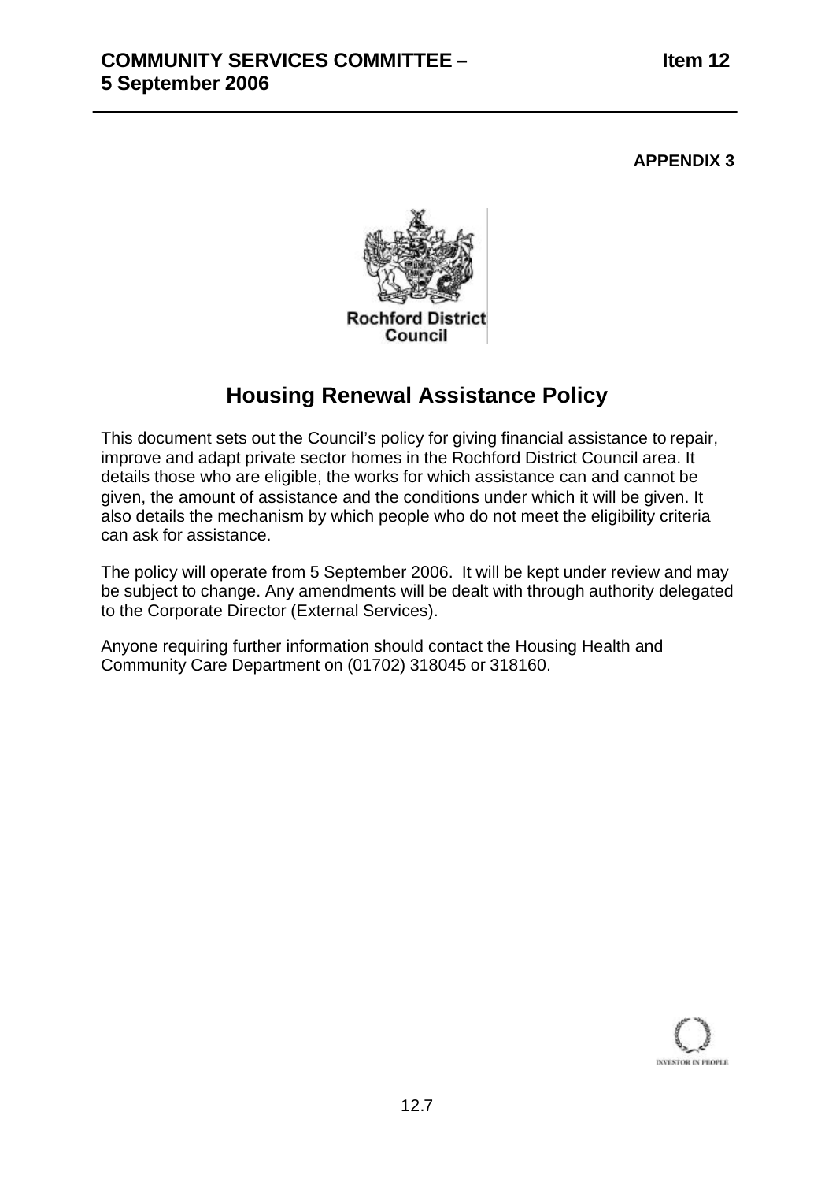**APPENDIX 3**

Rochford District Council

# Housing Renewal Assistance Policy

This document sets out the Council's policy for giving financial assistance to repair, improve and adapt private sector homes in the Rochford District Council area. It details those who are eligible, the works for which assistance can and cannot be given, the amount of assistance and the conditions under which it will be given. It also details the mechanism by which people who do not meet the eligibility criteria can ask for assistance.

The policy will operate from 5 September 2006. It will be kept under review and may be subject to change. Any amendments will be dealt with through authority delegated to the Corporate Director (External Services).

Anyone requiring further information should contact the Housing Health and Community Care Department on (01702) 318045 or 318160.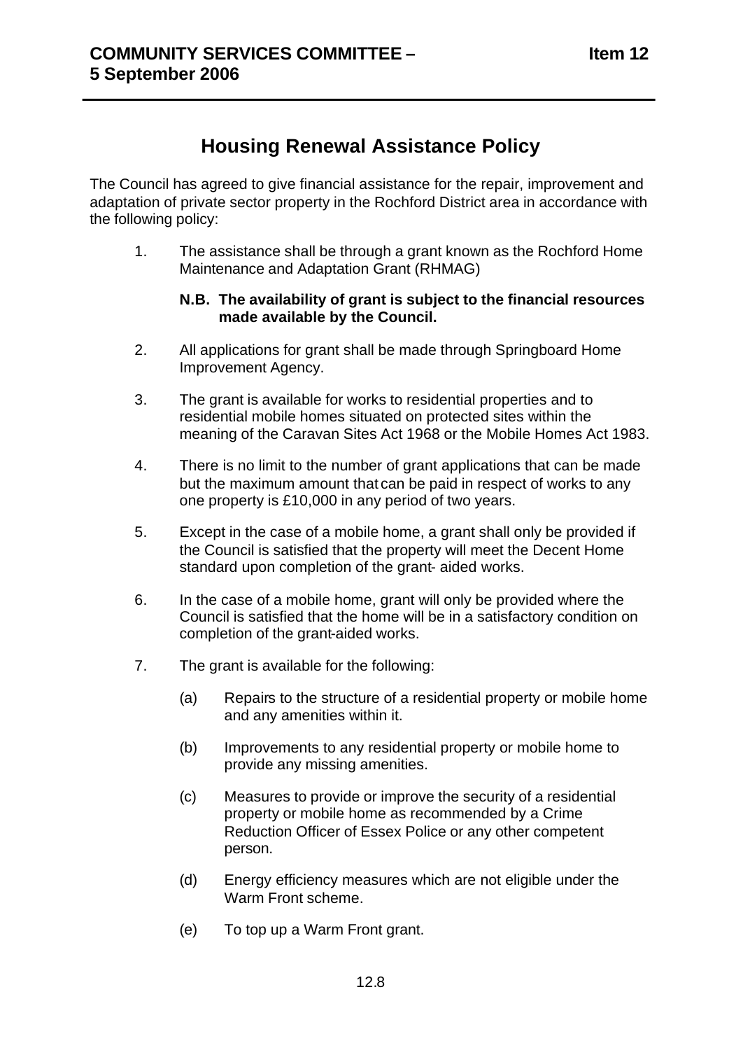# Housing Renewal Assistance Policy

The Council has agreed to give financial assistance for the repair, improvement and adaptation of private sector property in the Rochford District area in accordance with the following policy:

1. The assistance shall be through a grant known as the Rochford Home Maintenance and Adaptation Grant (RHMAG)

   **N.B. The availability of grant is subject to the financial resources made available by the Council.**

2. All applications for grant shall be made through Springboard Home Improvement Agency.

3. The grant is available for works to residential properties and to residential mobile homes situated on protected sites within the meaning of the Caravan Sites Act 1968 or the Mobile Homes Act 1983.

4. There is no limit to the number of grant applications that can be made but the maximum amount that can be paid in respect of works to any one property is £10,000 in any period of two years.

5. Except in the case of a mobile home, a grant shall only be provided if the Council is satisfied that the property will meet the Decent Home standard upon completion of the grant- aided works.

6. In the case of a mobile home, grant will only be provided where the Council is satisfied that the home will be in a satisfactory condition on completion of the grant-aided works.

7. The grant is available for the following:

   (a) Repairs to the structure of a residential property or mobile home and any amenities within it.

   (b) Improvements to any residential property or mobile home to provide any missing amenities.

   (c) Measures to provide or improve the security of a residential property or mobile home as recommended by a Crime Reduction Officer of Essex Police or any other competent person.

   (d) Energy efficiency measures which are not eligible under the Warm Front scheme.

   (e) To top up a Warm Front grant.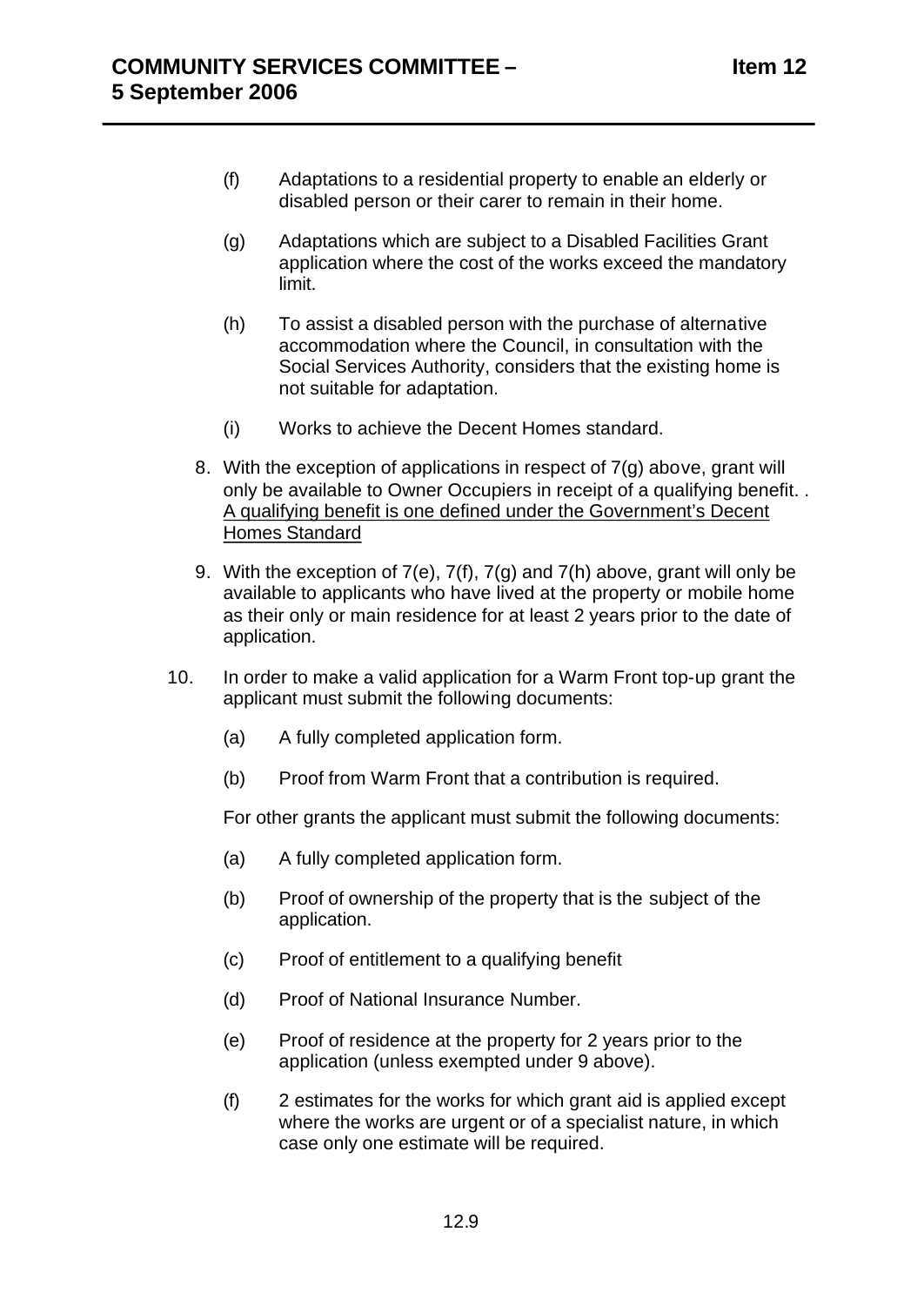(f) Adaptations to a residential property to enable an elderly or disabled person or their carer to remain in their home.

(g) Adaptations which are subject to a Disabled Facilities Grant application where the cost of the works exceed the mandatory limit.

(h) To assist a disabled person with the purchase of alternative accommodation where the Council, in consultation with the Social Services Authority, considers that the existing home is not suitable for adaptation.

(i) Works to achieve the Decent Homes standard.

8. With the exception of applications in respect of 7(g) above, grant will only be available to Owner Occupiers in receipt of a qualifying benefit. . <u>A qualifying benefit is one defined under the Government's Decent Homes Standard</u>

9. With the exception of 7(e), 7(f), 7(g) and 7(h) above, grant will only be available to applicants who have lived at the property or mobile home as their only or main residence for at least 2 years prior to the date of application.

10. In order to make a valid application for a Warm Front top-up grant the applicant must submit the following documents:

    (a) A fully completed application form.

    (b) Proof from Warm Front that a contribution is required.

    For other grants the applicant must submit the following documents:

    (a) A fully completed application form.

    (b) Proof of ownership of the property that is the subject of the application.

    (c) Proof of entitlement to a qualifying benefit

    (d) Proof of National Insurance Number.

    (e) Proof of residence at the property for 2 years prior to the application (unless exempted under 9 above).

    (f) 2 estimates for the works for which grant aid is applied except where the works are urgent or of a specialist nature, in which case only one estimate will be required.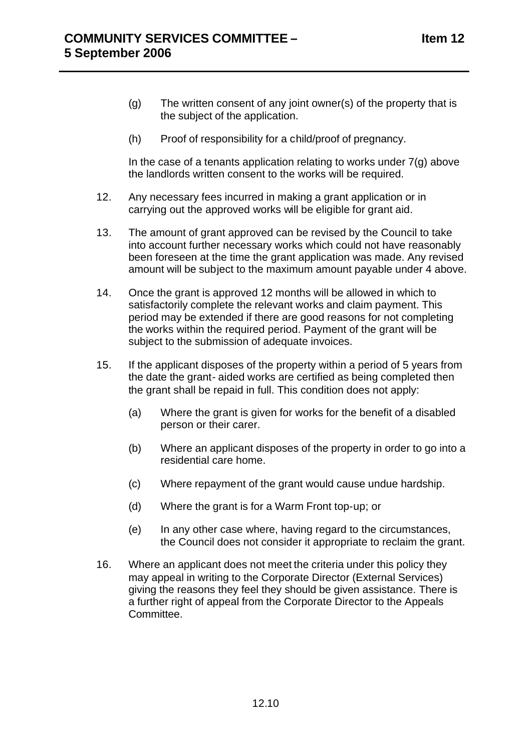(g) The written consent of any joint owner(s) of the property that is the subject of the application.

(h) Proof of responsibility for a child/proof of pregnancy.

In the case of a tenants application relating to works under 7(g) above the landlords written consent to the works will be required.

12. Any necessary fees incurred in making a grant application or in carrying out the approved works will be eligible for grant aid.

13. The amount of grant approved can be revised by the Council to take into account further necessary works which could not have reasonably been foreseen at the time the grant application was made. Any revised amount will be subject to the maximum amount payable under 4 above.

14. Once the grant is approved 12 months will be allowed in which to satisfactorily complete the relevant works and claim payment. This period may be extended if there are good reasons for not completing the works within the required period. Payment of the grant will be subject to the submission of adequate invoices.

15. If the applicant disposes of the property within a period of 5 years from the date the grant- aided works are certified as being completed then the grant shall be repaid in full. This condition does not apply:

    (a) Where the grant is given for works for the benefit of a disabled person or their carer.

    (b) Where an applicant disposes of the property in order to go into a residential care home.

    (c) Where repayment of the grant would cause undue hardship.

    (d) Where the grant is for a Warm Front top-up; or

    (e) In any other case where, having regard to the circumstances, the Council does not consider it appropriate to reclaim the grant.

16. Where an applicant does not meet the criteria under this policy they may appeal in writing to the Corporate Director (External Services) giving the reasons they feel they should be given assistance. There is a further right of appeal from the Corporate Director to the Appeals Committee.